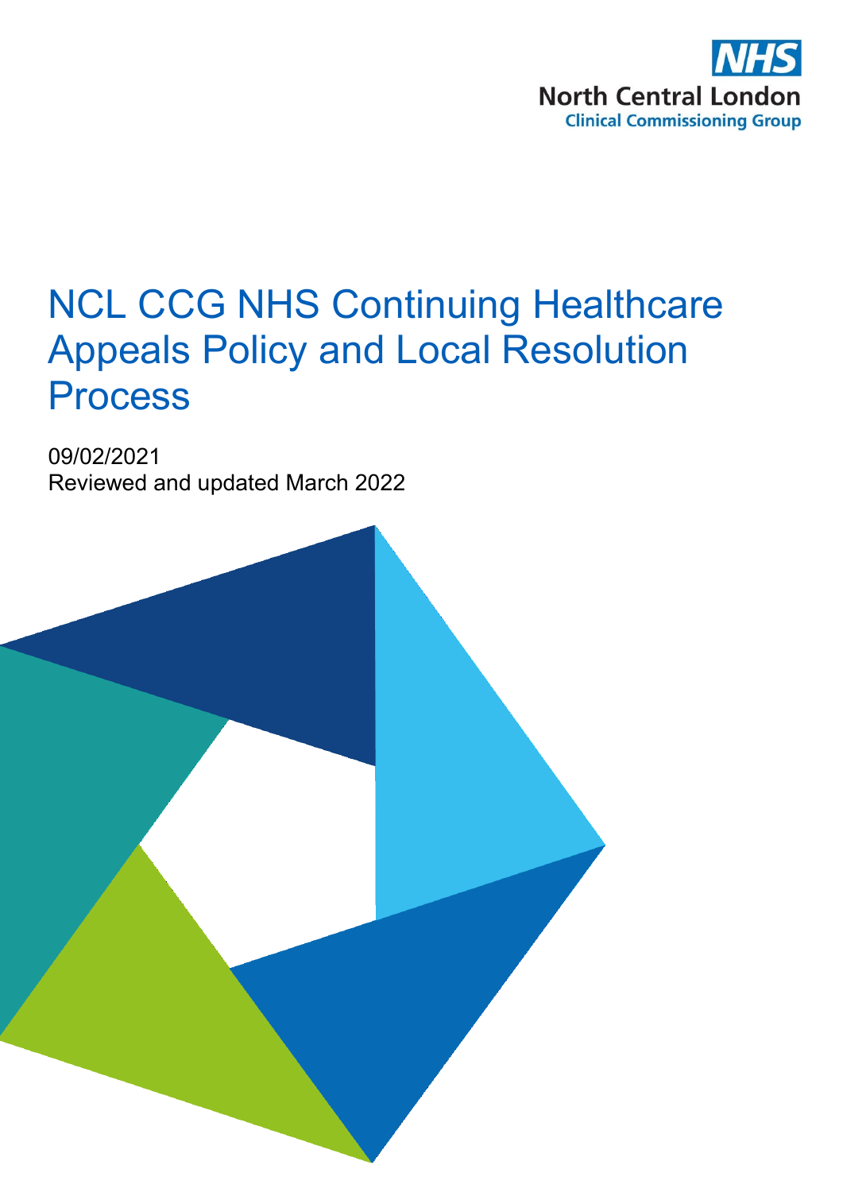NHS
North Central London
Clinical Commissioning Group

# NCL CCG NHS Continuing Healthcare Appeals Policy and Local Resolution Process

09/02/2021
Reviewed and updated March 2022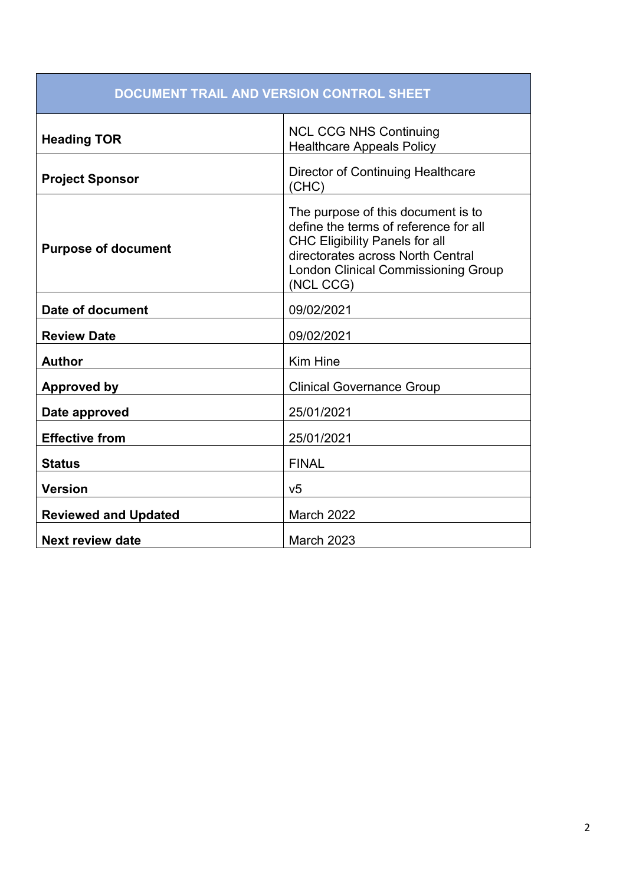| DOCUMENT TRAIL AND VERSION CONTROL SHEET | |
|---|---|
| **Heading TOR** | NCL CCG NHS Continuing Healthcare Appeals Policy |
| **Project Sponsor** | Director of Continuing Healthcare (CHC) |
| **Purpose of document** | The purpose of this document is to define the terms of reference for all CHC Eligibility Panels for all directorates across North Central London Clinical Commissioning Group (NCL CCG) |
| **Date of document** | 09/02/2021 |
| **Review Date** | 09/02/2021 |
| **Author** | Kim Hine |
| **Approved by** | Clinical Governance Group |
| **Date approved** | 25/01/2021 |
| **Effective from** | 25/01/2021 |
| **Status** | FINAL |
| **Version** | v5 |
| **Reviewed and Updated** | March 2022 |
| **Next review date** | March 2023 |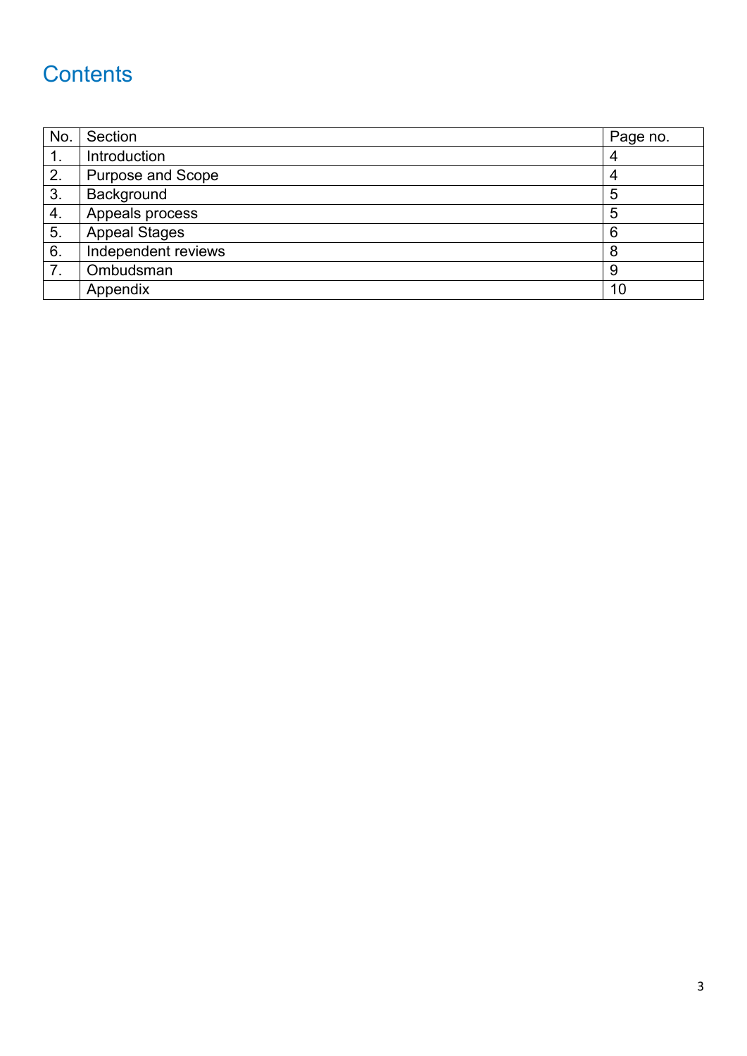# Contents

| No. | Section | Page no. |
|---|---|---|
| 1. | Introduction | 4 |
| 2. | Purpose and Scope | 4 |
| 3. | Background | 5 |
| 4. | Appeals process | 5 |
| 5. | Appeal Stages | 6 |
| 6. | Independent reviews | 8 |
| 7. | Ombudsman | 9 |
| | Appendix | 10 |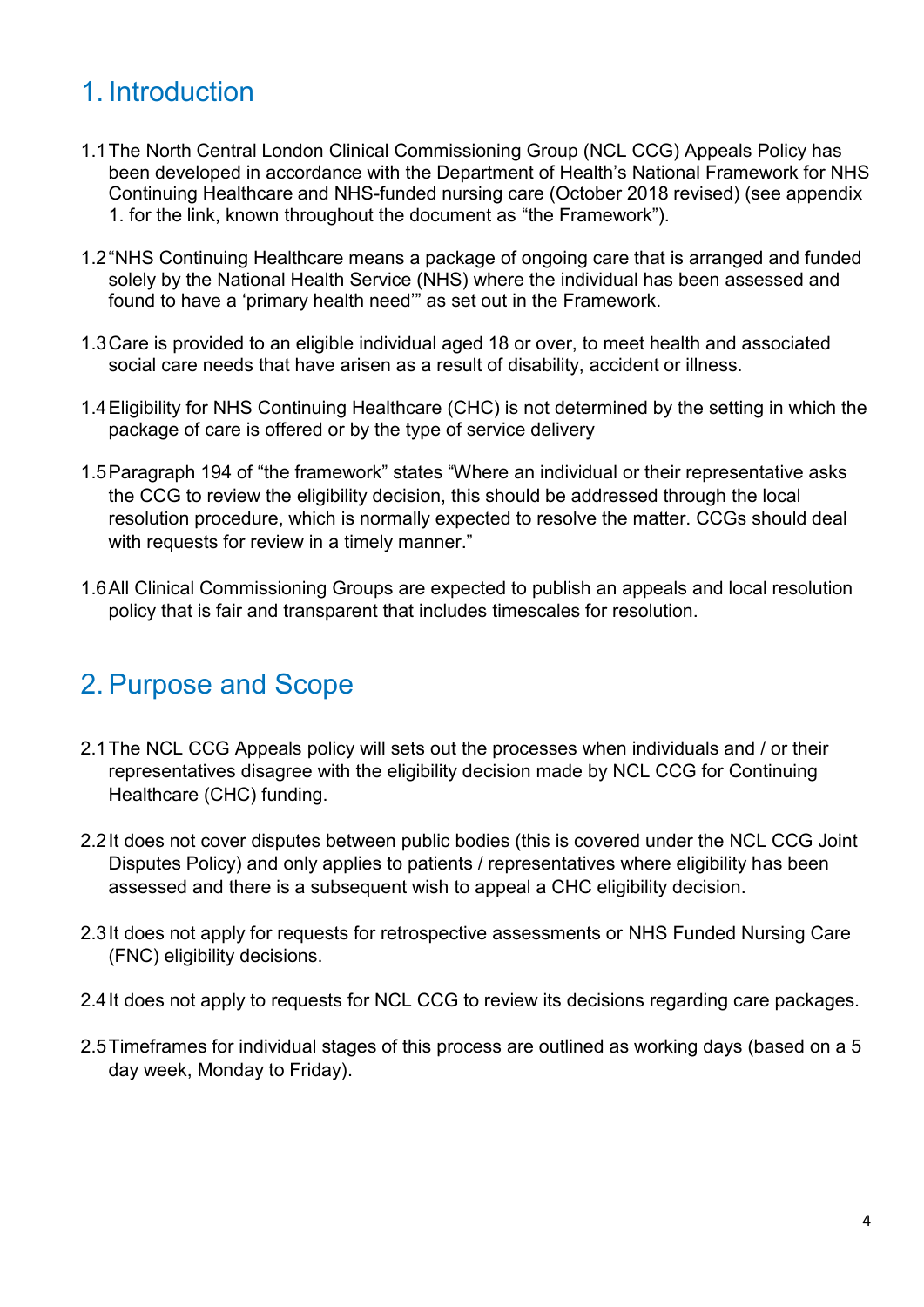# 1. Introduction

1.1 The North Central London Clinical Commissioning Group (NCL CCG) Appeals Policy has been developed in accordance with the Department of Health's National Framework for NHS Continuing Healthcare and NHS-funded nursing care (October 2018 revised) (see appendix 1. for the link, known throughout the document as "the Framework").

1.2 "NHS Continuing Healthcare means a package of ongoing care that is arranged and funded solely by the National Health Service (NHS) where the individual has been assessed and found to have a 'primary health need'" as set out in the Framework.

1.3 Care is provided to an eligible individual aged 18 or over, to meet health and associated social care needs that have arisen as a result of disability, accident or illness.

1.4 Eligibility for NHS Continuing Healthcare (CHC) is not determined by the setting in which the package of care is offered or by the type of service delivery

1.5 Paragraph 194 of "the framework" states "Where an individual or their representative asks the CCG to review the eligibility decision, this should be addressed through the local resolution procedure, which is normally expected to resolve the matter. CCGs should deal with requests for review in a timely manner."

1.6 All Clinical Commissioning Groups are expected to publish an appeals and local resolution policy that is fair and transparent that includes timescales for resolution.

# 2. Purpose and Scope

2.1 The NCL CCG Appeals policy will sets out the processes when individuals and / or their representatives disagree with the eligibility decision made by NCL CCG for Continuing Healthcare (CHC) funding.

2.2 It does not cover disputes between public bodies (this is covered under the NCL CCG Joint Disputes Policy) and only applies to patients / representatives where eligibility has been assessed and there is a subsequent wish to appeal a CHC eligibility decision.

2.3 It does not apply for requests for retrospective assessments or NHS Funded Nursing Care (FNC) eligibility decisions.

2.4 It does not apply to requests for NCL CCG to review its decisions regarding care packages.

2.5 Timeframes for individual stages of this process are outlined as working days (based on a 5 day week, Monday to Friday).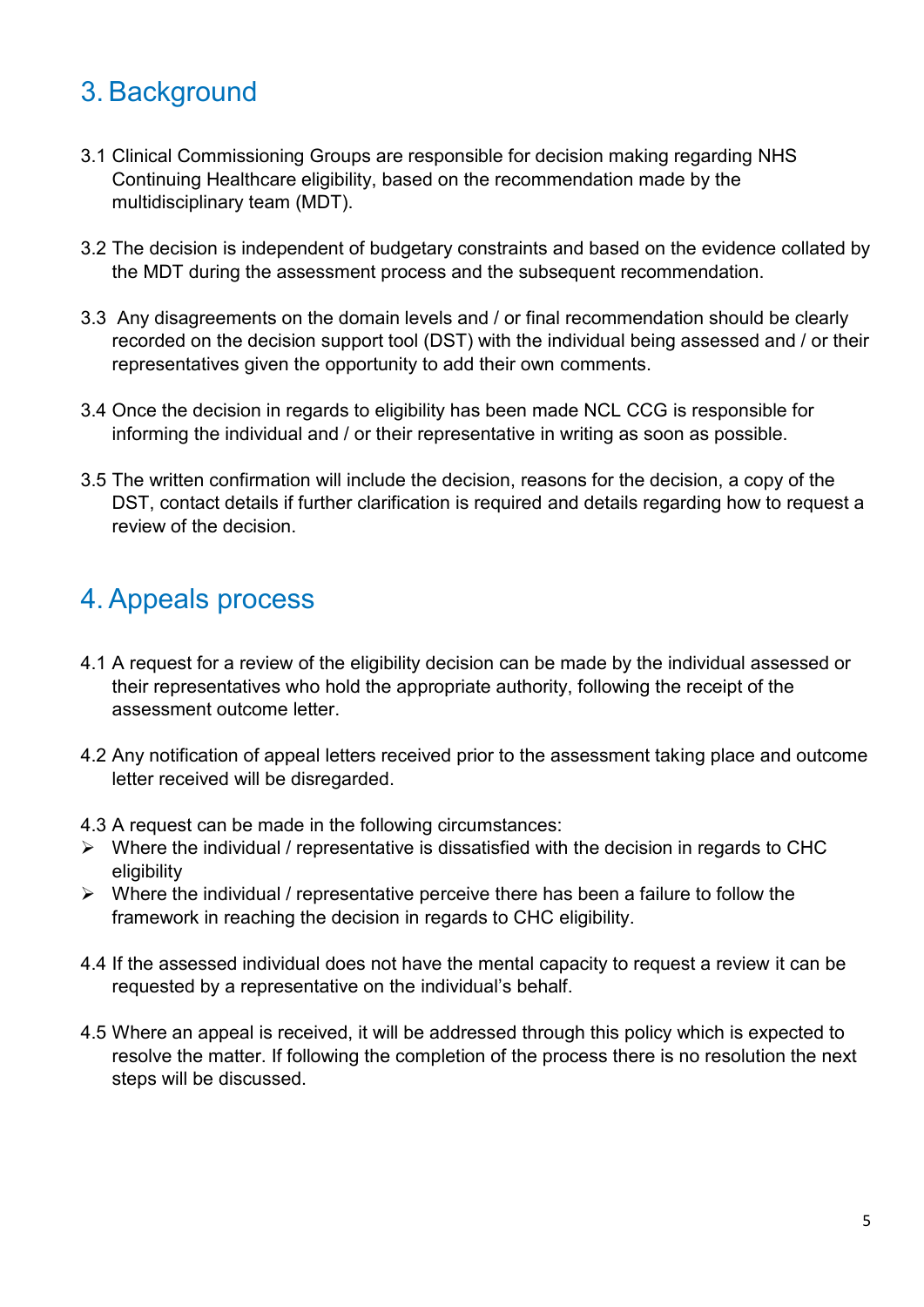## 3. Background

3.1 Clinical Commissioning Groups are responsible for decision making regarding NHS Continuing Healthcare eligibility, based on the recommendation made by the multidisciplinary team (MDT).

3.2 The decision is independent of budgetary constraints and based on the evidence collated by the MDT during the assessment process and the subsequent recommendation.

3.3 Any disagreements on the domain levels and / or final recommendation should be clearly recorded on the decision support tool (DST) with the individual being assessed and / or their representatives given the opportunity to add their own comments.

3.4 Once the decision in regards to eligibility has been made NCL CCG is responsible for informing the individual and / or their representative in writing as soon as possible.

3.5 The written confirmation will include the decision, reasons for the decision, a copy of the DST, contact details if further clarification is required and details regarding how to request a review of the decision.

## 4. Appeals process

4.1 A request for a review of the eligibility decision can be made by the individual assessed or their representatives who hold the appropriate authority, following the receipt of the assessment outcome letter.

4.2 Any notification of appeal letters received prior to the assessment taking place and outcome letter received will be disregarded.

4.3 A request can be made in the following circumstances:

- Where the individual / representative is dissatisfied with the decision in regards to CHC eligibility
- Where the individual / representative perceive there has been a failure to follow the framework in reaching the decision in regards to CHC eligibility.

4.4 If the assessed individual does not have the mental capacity to request a review it can be requested by a representative on the individual's behalf.

4.5 Where an appeal is received, it will be addressed through this policy which is expected to resolve the matter. If following the completion of the process there is no resolution the next steps will be discussed.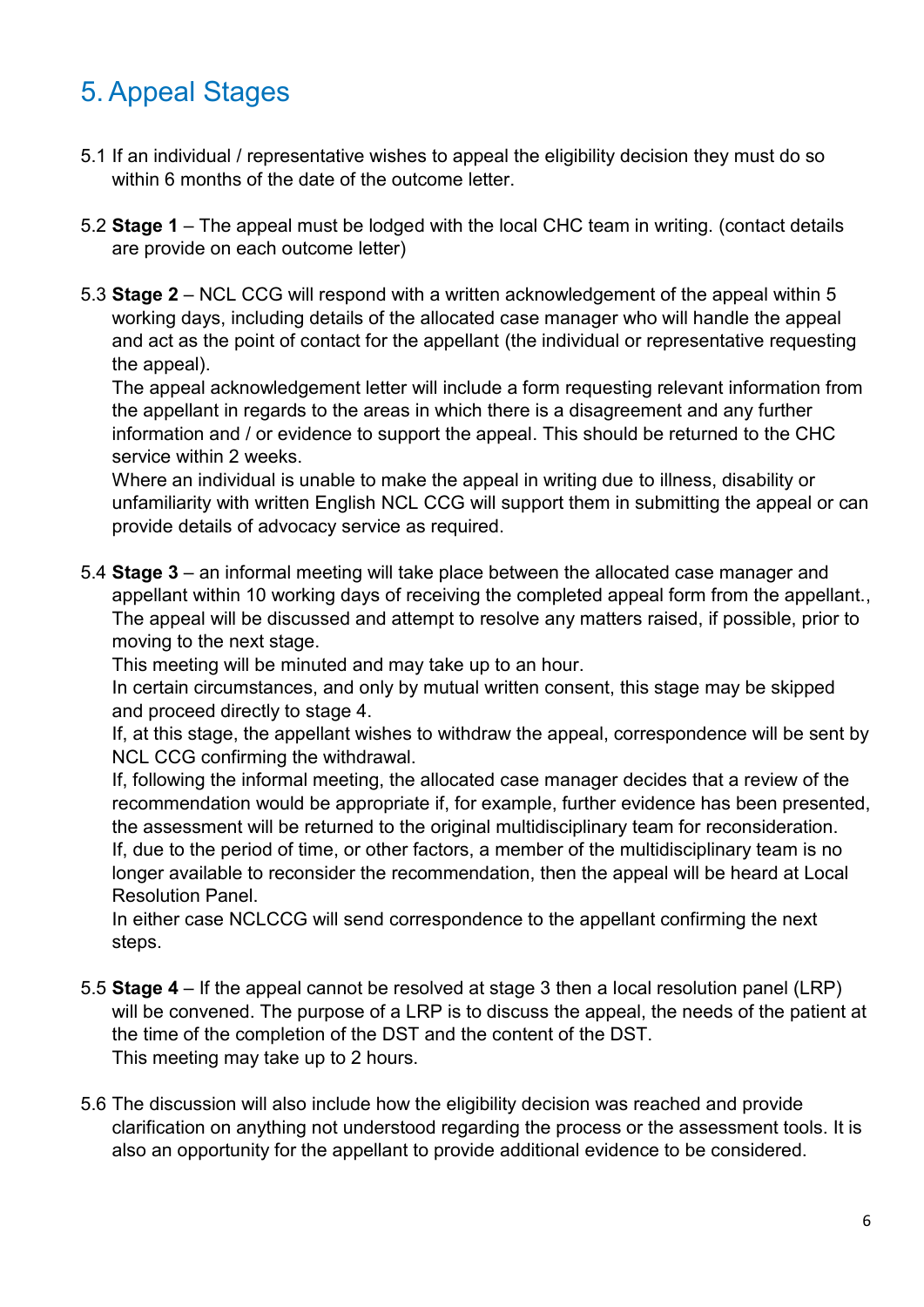# 5. Appeal Stages

5.1 If an individual / representative wishes to appeal the eligibility decision they must do so within 6 months of the date of the outcome letter.

5.2 **Stage 1** – The appeal must be lodged with the local CHC team in writing. (contact details are provide on each outcome letter)

5.3 **Stage 2** – NCL CCG will respond with a written acknowledgement of the appeal within 5 working days, including details of the allocated case manager who will handle the appeal and act as the point of contact for the appellant (the individual or representative requesting the appeal).
The appeal acknowledgement letter will include a form requesting relevant information from the appellant in regards to the areas in which there is a disagreement and any further information and / or evidence to support the appeal. This should be returned to the CHC service within 2 weeks.
Where an individual is unable to make the appeal in writing due to illness, disability or unfamiliarity with written English NCL CCG will support them in submitting the appeal or can provide details of advocacy service as required.

5.4 **Stage 3** – an informal meeting will take place between the allocated case manager and appellant within 10 working days of receiving the completed appeal form from the appellant., The appeal will be discussed and attempt to resolve any matters raised, if possible, prior to moving to the next stage.
This meeting will be minuted and may take up to an hour.
In certain circumstances, and only by mutual written consent, this stage may be skipped and proceed directly to stage 4.
If, at this stage, the appellant wishes to withdraw the appeal, correspondence will be sent by NCL CCG confirming the withdrawal.
If, following the informal meeting, the allocated case manager decides that a review of the recommendation would be appropriate if, for example, further evidence has been presented, the assessment will be returned to the original multidisciplinary team for reconsideration.
If, due to the period of time, or other factors, a member of the multidisciplinary team is no longer available to reconsider the recommendation, then the appeal will be heard at Local Resolution Panel.
In either case NCLCCG will send correspondence to the appellant confirming the next steps.

5.5 **Stage 4** – If the appeal cannot be resolved at stage 3 then a local resolution panel (LRP) will be convened. The purpose of a LRP is to discuss the appeal, the needs of the patient at the time of the completion of the DST and the content of the DST.
This meeting may take up to 2 hours.

5.6 The discussion will also include how the eligibility decision was reached and provide clarification on anything not understood regarding the process or the assessment tools. It is also an opportunity for the appellant to provide additional evidence to be considered.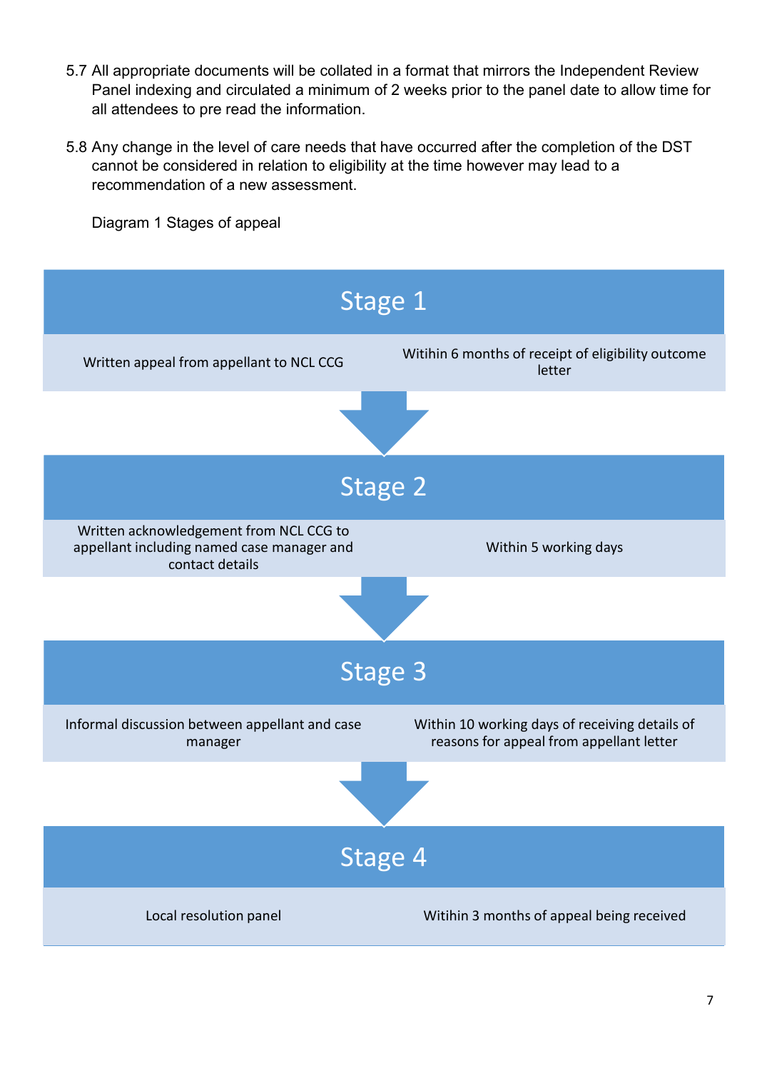5.7 All appropriate documents will be collated in a format that mirrors the Independent Review Panel indexing and circulated a minimum of 2 weeks prior to the panel date to allow time for all attendees to pre read the information.

5.8 Any change in the level of care needs that have occurred after the completion of the DST cannot be considered in relation to eligibility at the time however may lead to a recommendation of a new assessment.

Diagram 1 Stages of appeal

## Stage 1

| | |
|---|---|
| Written appeal from appellant to NCL CCG | Witihin 6 months of receipt of eligibility outcome letter |

## Stage 2

| | |
|---|---|
| Written acknowledgement from NCL CCG to appellant including named case manager and contact details | Within 5 working days |

## Stage 3

| | |
|---|---|
| Informal discussion between appellant and case manager | Within 10 working days of receiving details of reasons for appeal from appellant letter |

## Stage 4

| | |
|---|---|
| Local resolution panel | Witihin 3 months of appeal being received |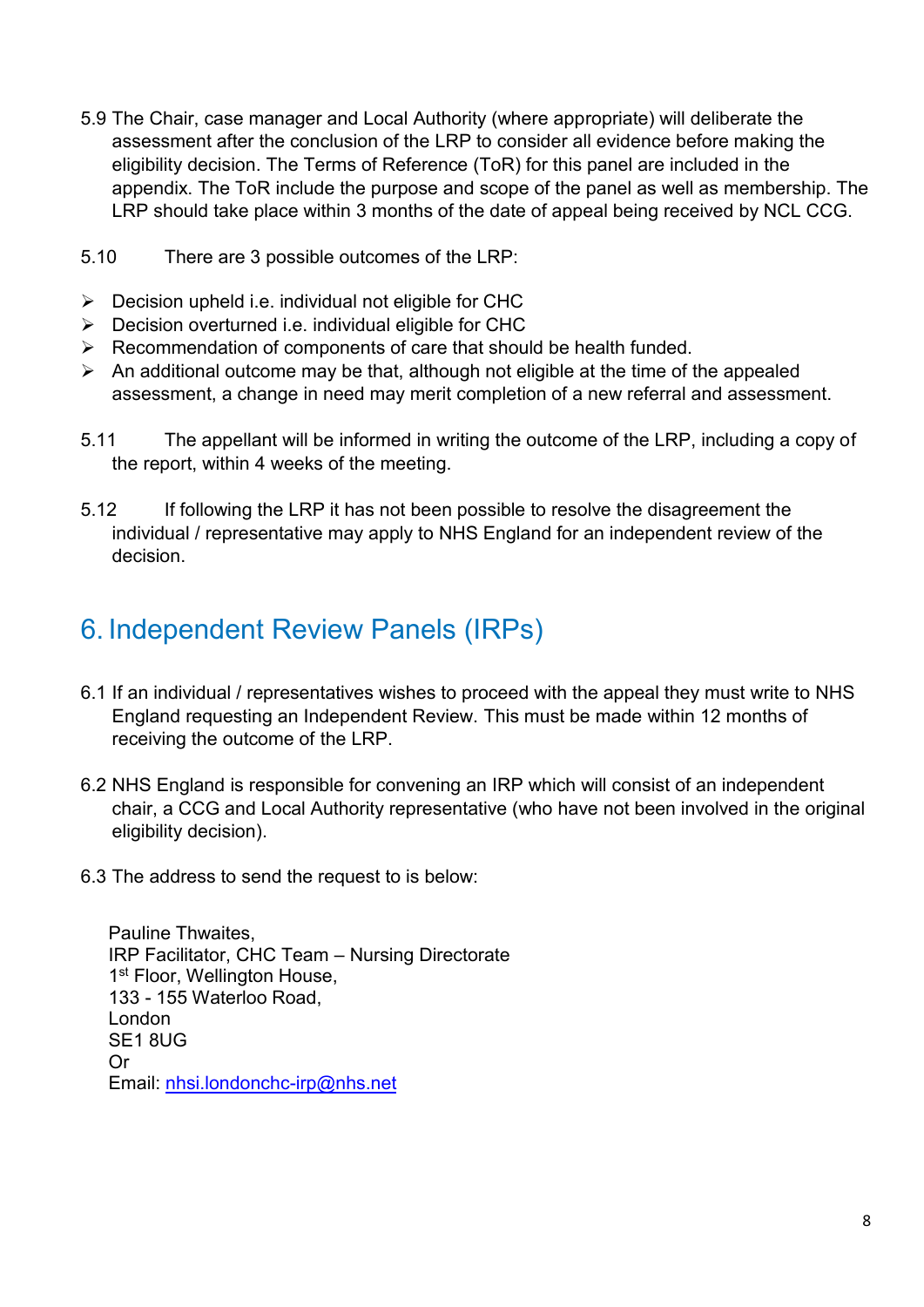5.9 The Chair, case manager and Local Authority (where appropriate) will deliberate the assessment after the conclusion of the LRP to consider all evidence before making the eligibility decision. The Terms of Reference (ToR) for this panel are included in the appendix. The ToR include the purpose and scope of the panel as well as membership. The LRP should take place within 3 months of the date of appeal being received by NCL CCG.

5.10 There are 3 possible outcomes of the LRP:

- Decision upheld i.e. individual not eligible for CHC
- Decision overturned i.e. individual eligible for CHC
- Recommendation of components of care that should be health funded.
- An additional outcome may be that, although not eligible at the time of the appealed assessment, a change in need may merit completion of a new referral and assessment.

5.11 The appellant will be informed in writing the outcome of the LRP, including a copy of the report, within 4 weeks of the meeting.

5.12 If following the LRP it has not been possible to resolve the disagreement the individual / representative may apply to NHS England for an independent review of the decision.

# 6. Independent Review Panels (IRPs)

6.1 If an individual / representatives wishes to proceed with the appeal they must write to NHS England requesting an Independent Review. This must be made within 12 months of receiving the outcome of the LRP.

6.2 NHS England is responsible for convening an IRP which will consist of an independent chair, a CCG and Local Authority representative (who have not been involved in the original eligibility decision).

6.3 The address to send the request to is below:

Pauline Thwaites,
IRP Facilitator, CHC Team – Nursing Directorate
1st Floor, Wellington House,
133 - 155 Waterloo Road,
London
SE1 8UG
Or
Email: nhsi.londonchc-irp@nhs.net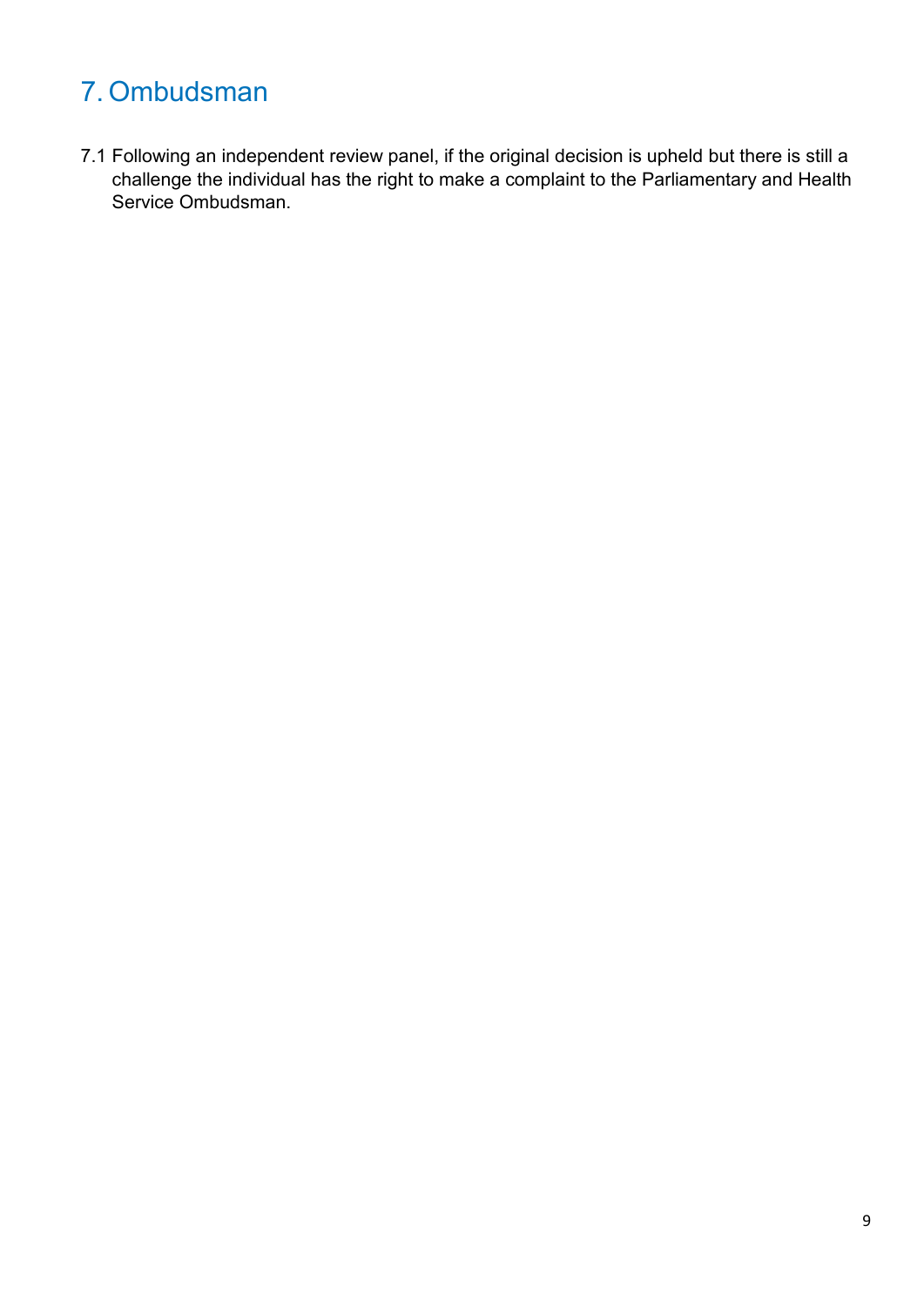# 7. Ombudsman

7.1 Following an independent review panel, if the original decision is upheld but there is still a challenge the individual has the right to make a complaint to the Parliamentary and Health Service Ombudsman.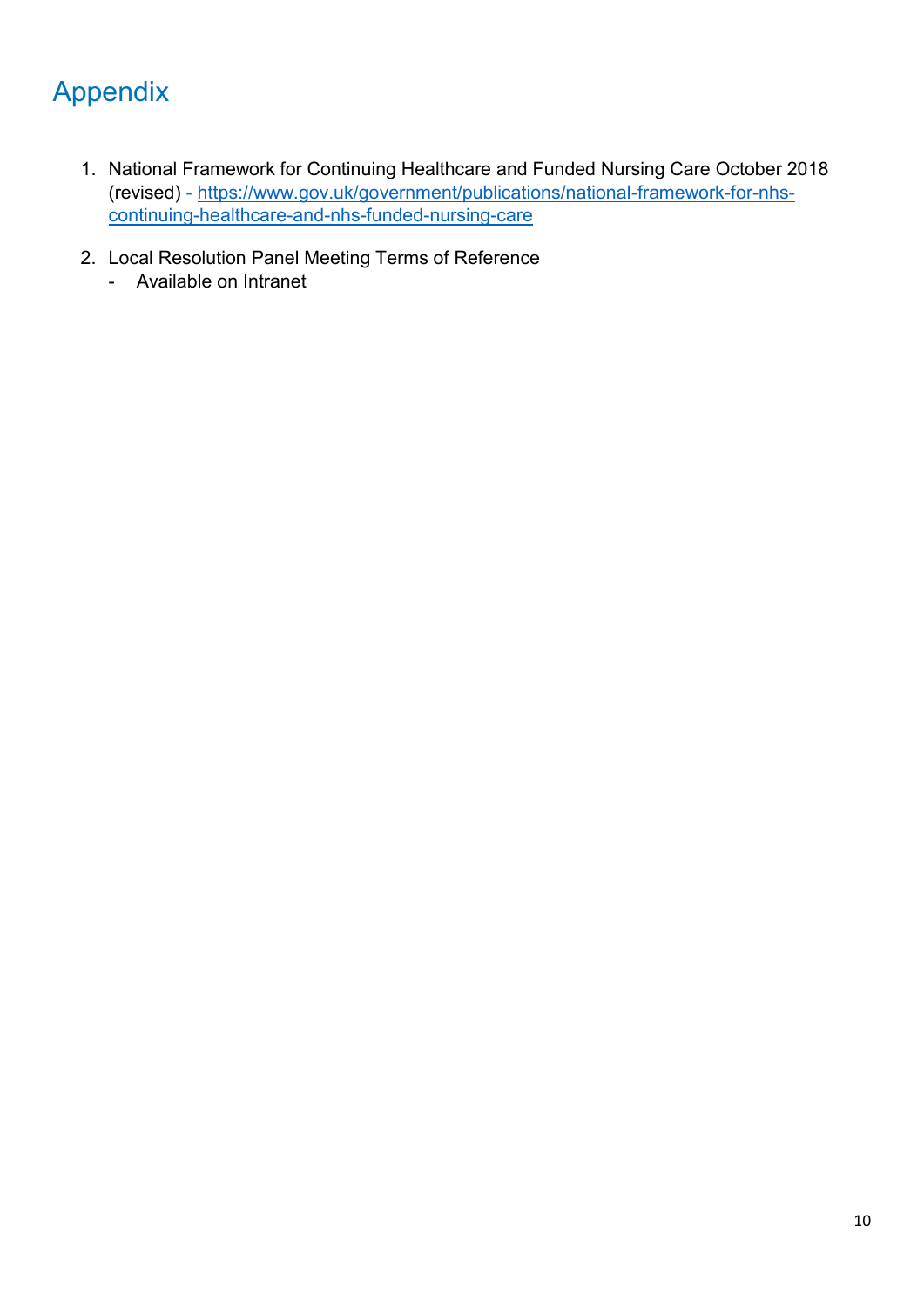# Appendix

1. National Framework for Continuing Healthcare and Funded Nursing Care October 2018 (revised) - https://www.gov.uk/government/publications/national-framework-for-nhs-continuing-healthcare-and-nhs-funded-nursing-care

2. Local Resolution Panel Meeting Terms of Reference
   - Available on Intranet